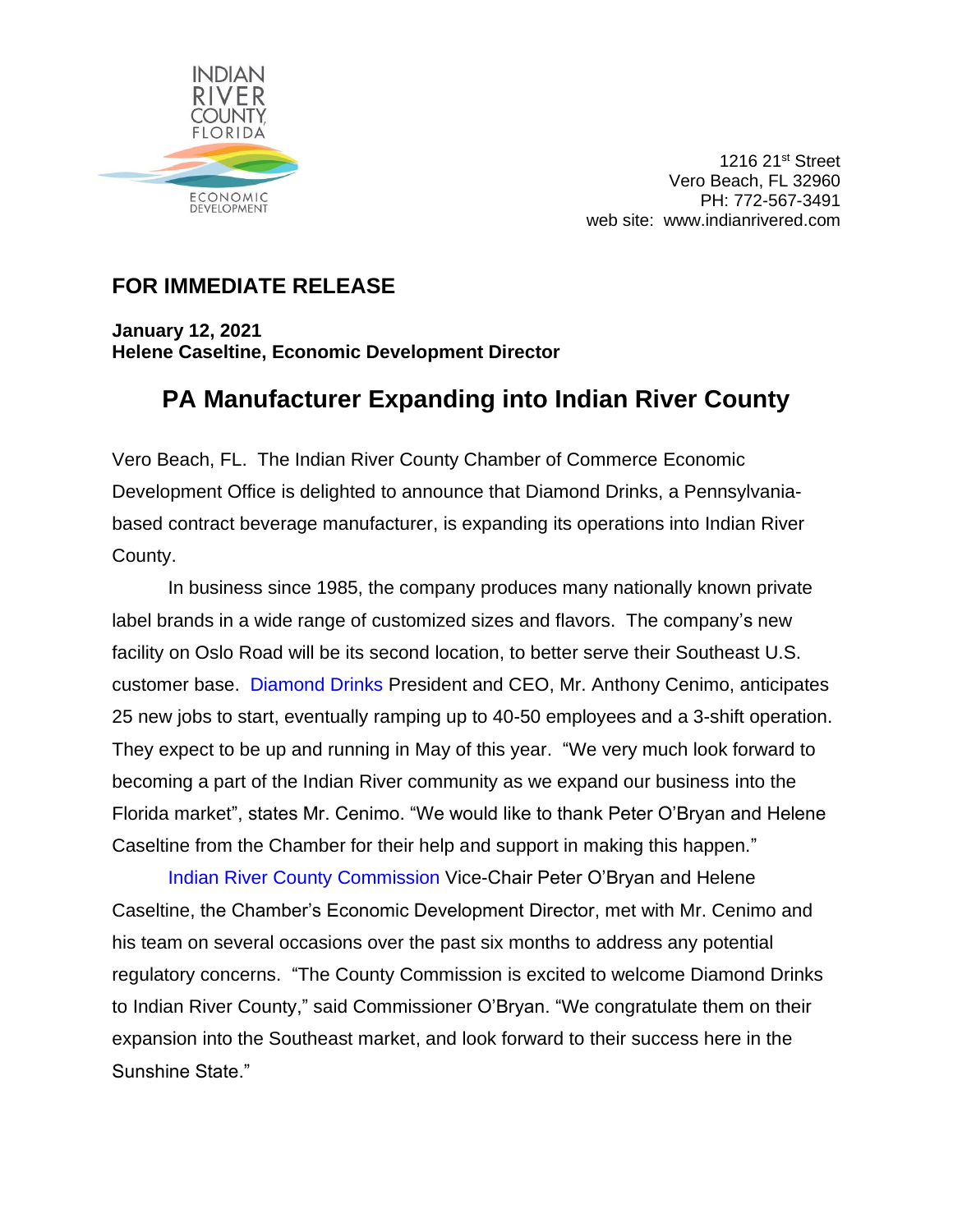INDIAN RIVER COUNTY, FLORIDA
ECONOMIC DEVELOPMENT

1216 21st Street
Vero Beach, FL 32960
PH: 772-567-3491
web site: www.indianrivered.com

## FOR IMMEDIATE RELEASE

**January 12, 2021**
**Helene Caseltine, Economic Development Director**

# PA Manufacturer Expanding into Indian River County

Vero Beach, FL. The Indian River County Chamber of Commerce Economic Development Office is delighted to announce that Diamond Drinks, a Pennsylvania-based contract beverage manufacturer, is expanding its operations into Indian River County.

In business since 1985, the company produces many nationally known private label brands in a wide range of customized sizes and flavors. The company's new facility on Oslo Road will be its second location, to better serve their Southeast U.S. customer base. Diamond Drinks President and CEO, Mr. Anthony Cenimo, anticipates 25 new jobs to start, eventually ramping up to 40-50 employees and a 3-shift operation. They expect to be up and running in May of this year. "We very much look forward to becoming a part of the Indian River community as we expand our business into the Florida market", states Mr. Cenimo. "We would like to thank Peter O'Bryan and Helene Caseltine from the Chamber for their help and support in making this happen."

Indian River County Commission Vice-Chair Peter O'Bryan and Helene Caseltine, the Chamber's Economic Development Director, met with Mr. Cenimo and his team on several occasions over the past six months to address any potential regulatory concerns. "The County Commission is excited to welcome Diamond Drinks to Indian River County," said Commissioner O'Bryan. "We congratulate them on their expansion into the Southeast market, and look forward to their success here in the Sunshine State."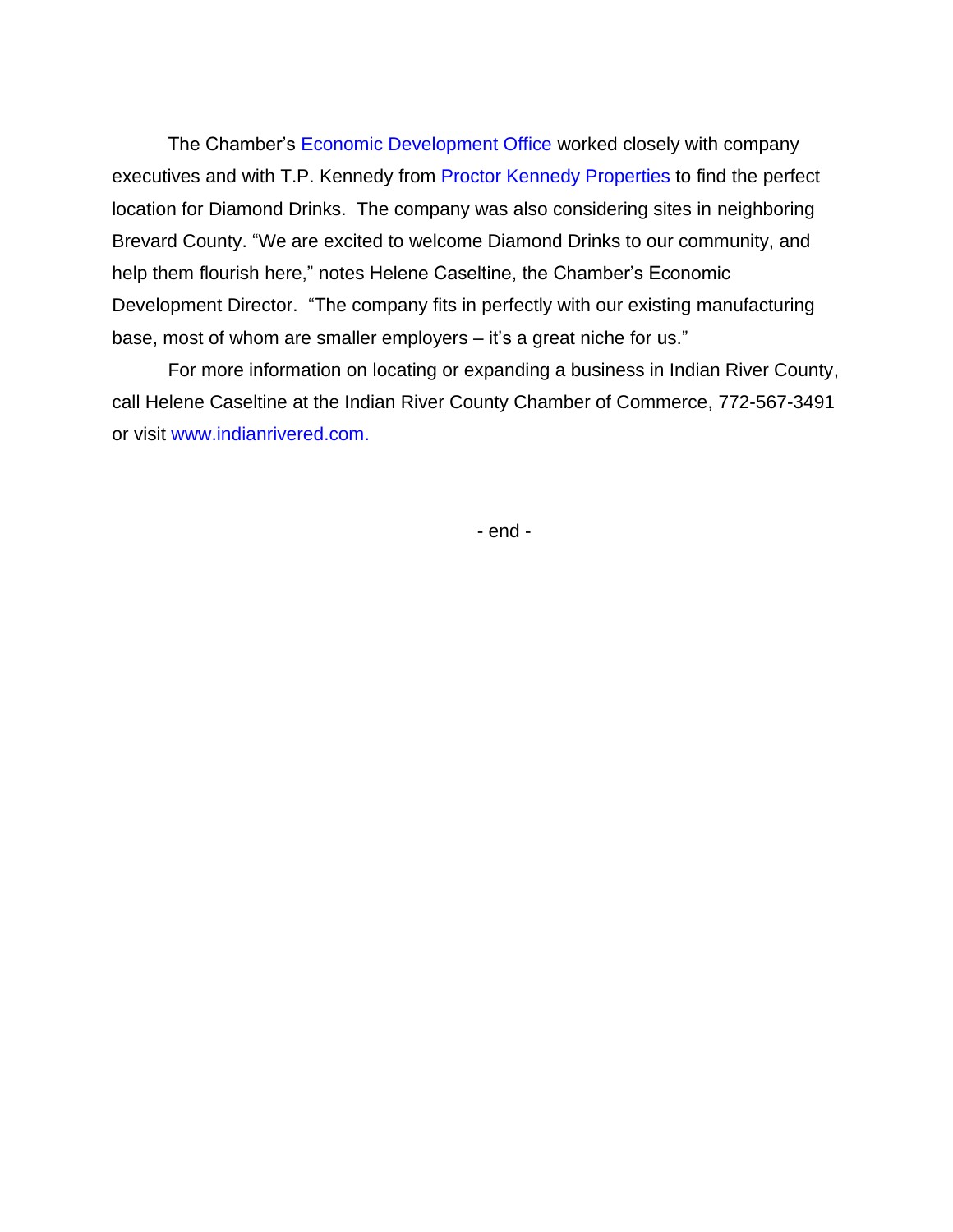The Chamber's Economic Development Office worked closely with company executives and with T.P. Kennedy from Proctor Kennedy Properties to find the perfect location for Diamond Drinks. The company was also considering sites in neighboring Brevard County. "We are excited to welcome Diamond Drinks to our community, and help them flourish here," notes Helene Caseltine, the Chamber's Economic Development Director. "The company fits in perfectly with our existing manufacturing base, most of whom are smaller employers – it's a great niche for us."

For more information on locating or expanding a business in Indian River County, call Helene Caseltine at the Indian River County Chamber of Commerce, 772-567-3491 or visit www.indianrivered.com.

- end -